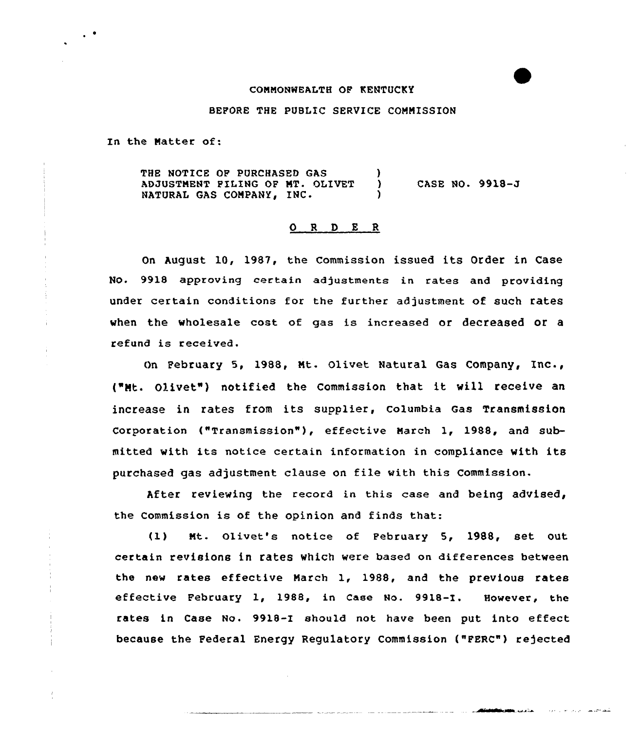COMMONWEALTH OF KENTUCKY

BEFORE THE PUBLIC SERVICE COMMISSION

In the Matter of:

| | | |
|---|---|---|
| THE NOTICE OF PURCHASED GAS ADJUSTMENT FILING OF MT. OLIVET NATURAL GAS COMPANY, INC. | ) ) ) | CASE NO. 9918-J |

O R D E R

On August 10, 1987, the Commission issued its Order in Case No. 9918 approving certain adjustments in rates and providing under certain conditions for the further adjustment of such rates when the wholesale cost of gas is increased or decreased or a refund is received.

On February 5, 1988, Mt. Olivet Natural Gas Company, Inc., ("Mt. Olivet") notified the Commission that it will receive an increase in rates from its supplier, Columbia Gas Transmission Corporation ("Transmission"), effective March 1, 1988, and submitted with its notice certain information in compliance with its purchased gas adjustment clause on file with this Commission.

After reviewing the record in this case and being advised, the Commission is of the opinion and finds that:

(1) Mt. Olivet's notice of February 5, 1988, set out certain revisions in rates which were based on differences between the new rates effective March 1, 1988, and the previous rates effective February 1, 1988, in Case No. 9918-I. However, the rates in Case No. 9918-I should not have been put into effect because the Federal Energy Regulatory Commission ("FERC") rejected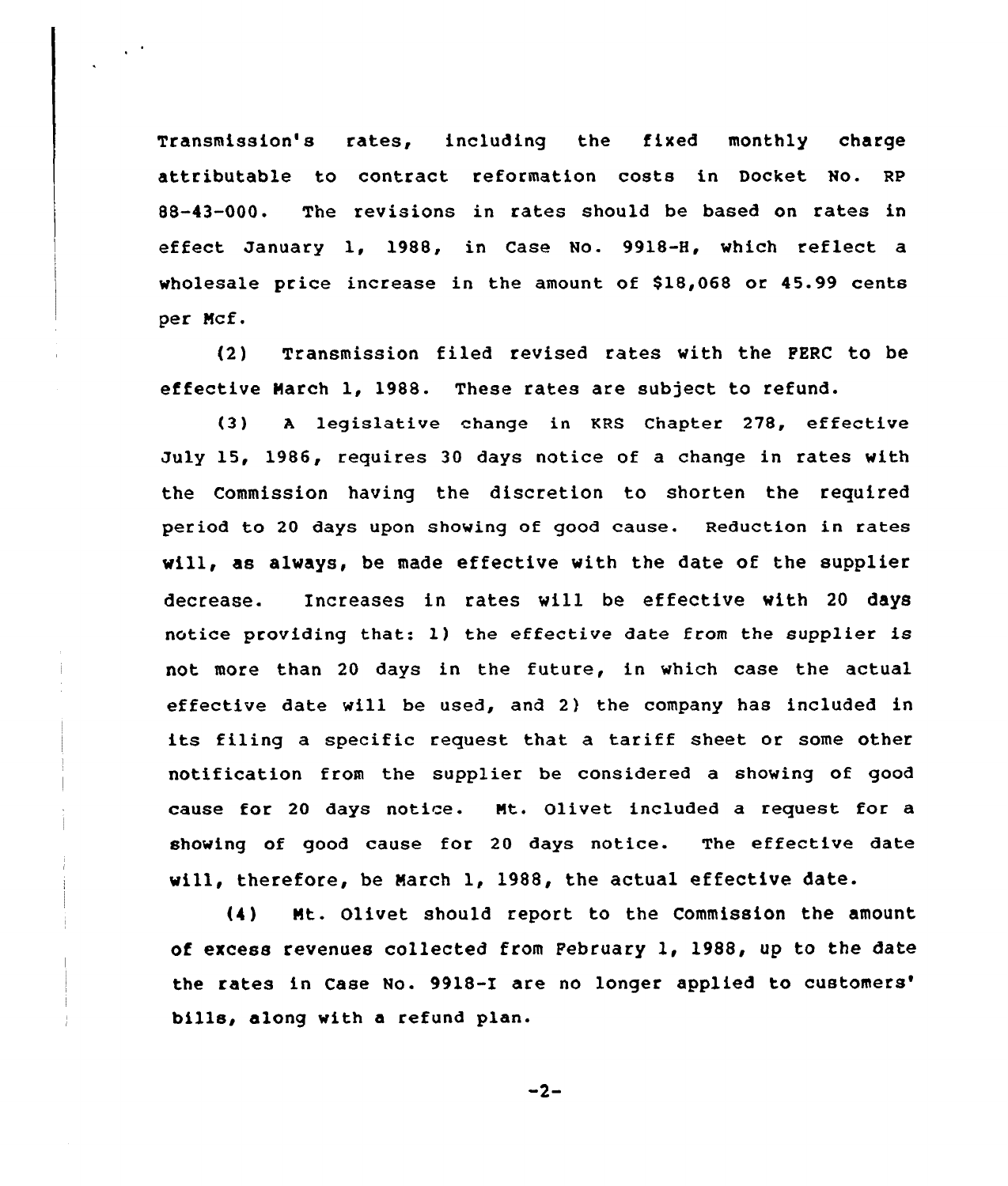Transmission's rates, including the fixed monthly charge attributable to contract reformation costs in Docket No. RP 88-43-000. The revisions in rates should be based on rates in effect January 1, 1988, in Case No. 9918-H, which reflect a wholesale price increase in the amount of $18,068 or 45.99 cents per Mcf.

(2) Transmission filed revised rates with the FERC to be effective March 1, 1988. These rates are subject to refund.

(3) A legislative change in KRS Chapter 278, effective July 15, 1986, requires 30 days notice of a change in rates with the Commission having the discretion to shorten the required period to 20 days upon showing of good cause. Reduction in rates will, as always, be made effective with the date of the supplier decrease. Increases in rates will be effective with 20 days notice providing that: 1) the effective date from the supplier is not more than 20 days in the future, in which case the actual effective date will be used, and 2) the company has included in its filing a specific request that a tariff sheet or some other notification from the supplier be considered a showing of good cause for 20 days notice. Mt. Olivet included a request for a showing of good cause for 20 days notice. The effective date will, therefore, be March 1, 1988, the actual effective date.

(4) Mt. Olivet should report to the Commission the amount of excess revenues collected from February 1, 1988, up to the date the rates in Case No. 9918-I are no longer applied to customers' bills, along with a refund plan.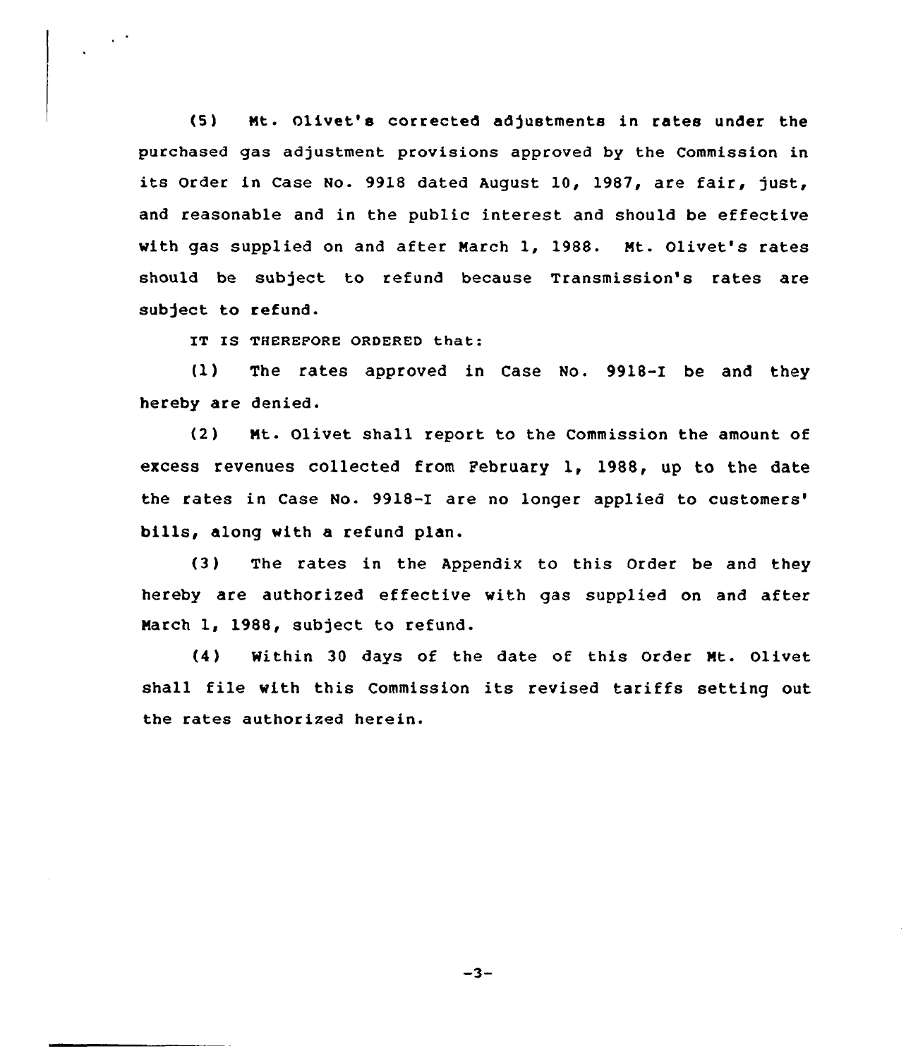(5) Mt. Olivet's corrected adjustments in rates under the purchased gas adjustment provisions approved by the Commission in its Order in Case No. 9918 dated August 10, 1987, are fair, just, and reasonable and in the public interest and should be effective with gas supplied on and after March 1, 1988. Mt. Olivet's rates should be subject to refund because Transmission's rates are subject to refund.

IT IS THEREFORE ORDERED that:

(1) The rates approved in Case No. 9918-I be and they hereby are denied.

(2) Mt. Olivet shall report to the Commission the amount of excess revenues collected from February 1, 1988, up to the date the rates in Case No. 9918-I are no longer applied to customers' bills, along with a refund plan.

(3) The rates in the Appendix to this Order be and they hereby are authorized effective with gas supplied on and after March 1, 1988, subject to refund.

(4) Within 30 days of the date of this Order Mt. Olivet shall file with this Commission its revised tariffs setting out the rates authorized herein.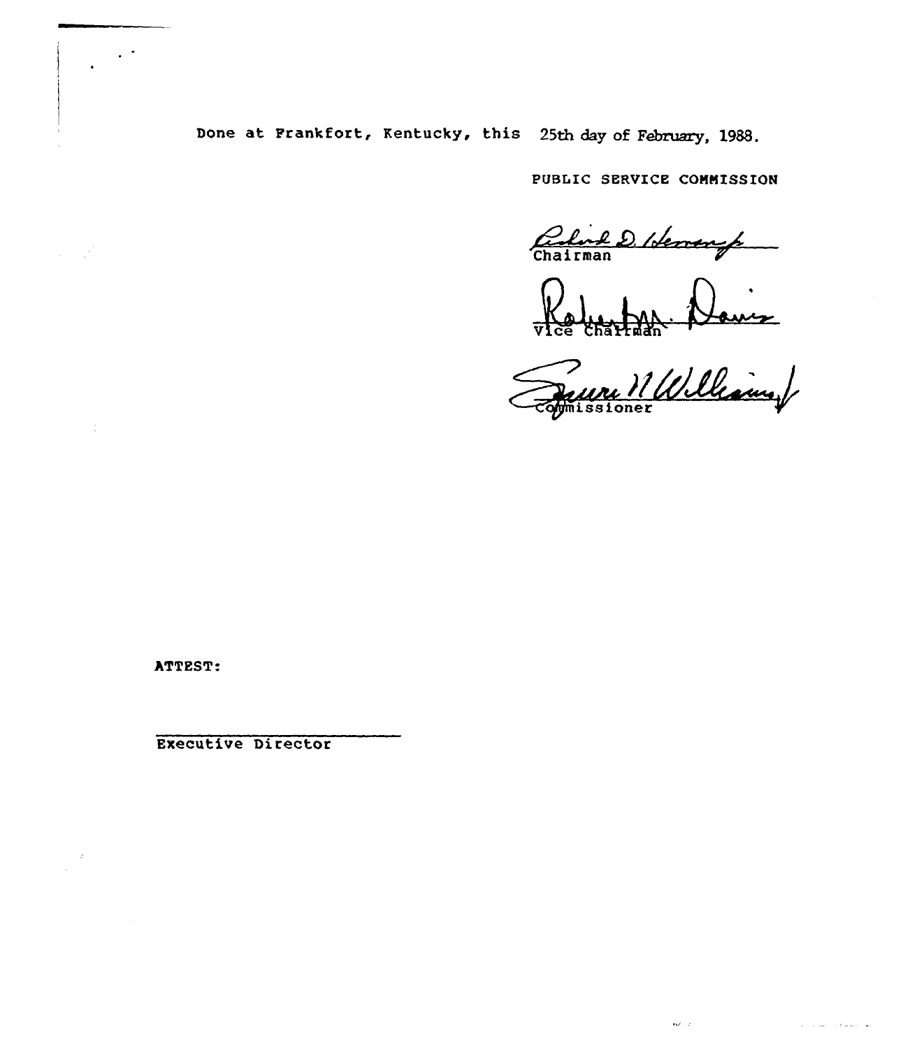Done at Frankfort, Kentucky, this 25th day of February, 1988.

PUBLIC SERVICE COMMISSION

Chairman

Vice Chairman

Commissioner

ATTEST:

Executive Director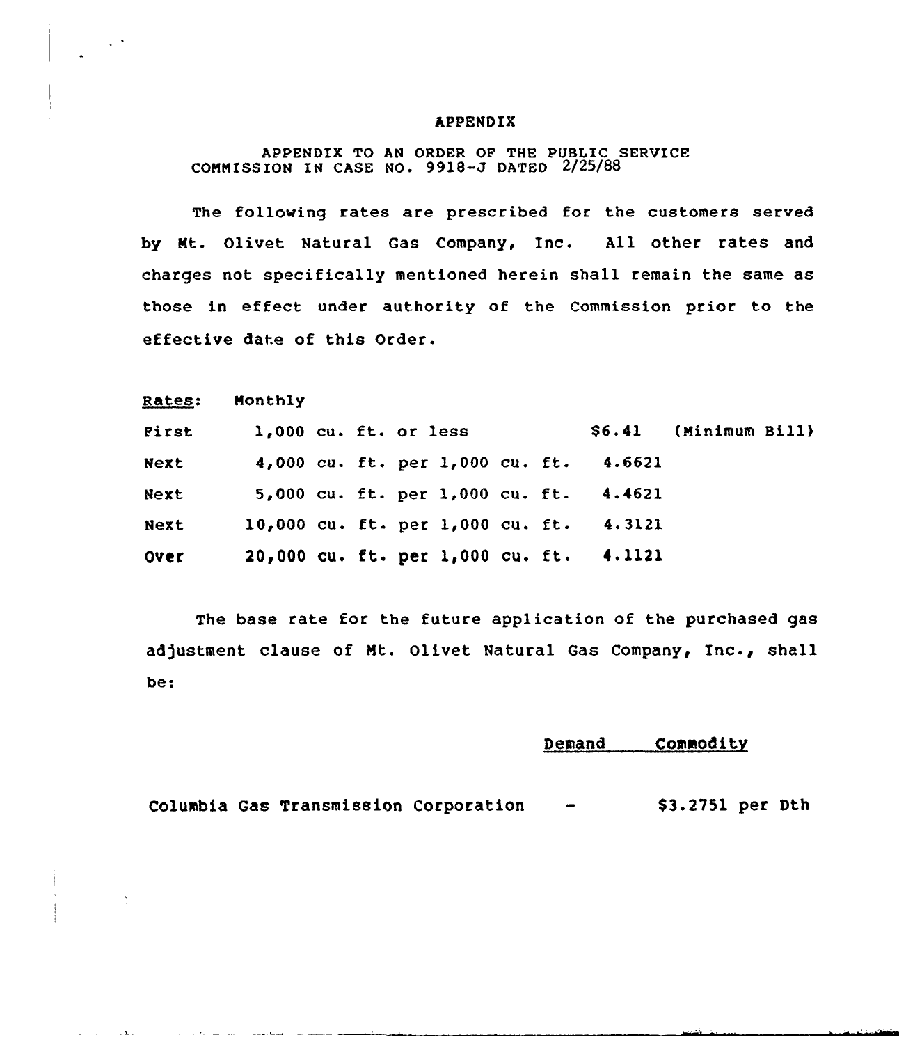# APPENDIX

APPENDIX TO AN ORDER OF THE PUBLIC SERVICE COMMISSION IN CASE NO. 9918-J DATED 2/25/88

The following rates are prescribed for the customers served by Mt. Olivet Natural Gas Company, Inc. All other rates and charges not specifically mentioned herein shall remain the same as those in effect under authority of the Commission prior to the effective date of this Order.

Rates: Monthly

| | | | |
|---|---|---|---|
| First | 1,000 cu. ft. or less | $6.41 | (Minimum Bill) |
| Next | 4,000 cu. ft. per 1,000 cu. ft. | 4.6621 | |
| Next | 5,000 cu. ft. per 1,000 cu. ft. | 4.4621 | |
| Next | 10,000 cu. ft. per 1,000 cu. ft. | 4.3121 | |
| Over | 20,000 cu. ft. per 1,000 cu. ft. | 4.1121 | |

The base rate for the future application of the purchased gas adjustment clause of Mt. Olivet Natural Gas Company, Inc., shall be:

| | Demand | Commodity |
|---|---|---|
| Columbia Gas Transmission Corporation | - | $3.2751 per Dth |